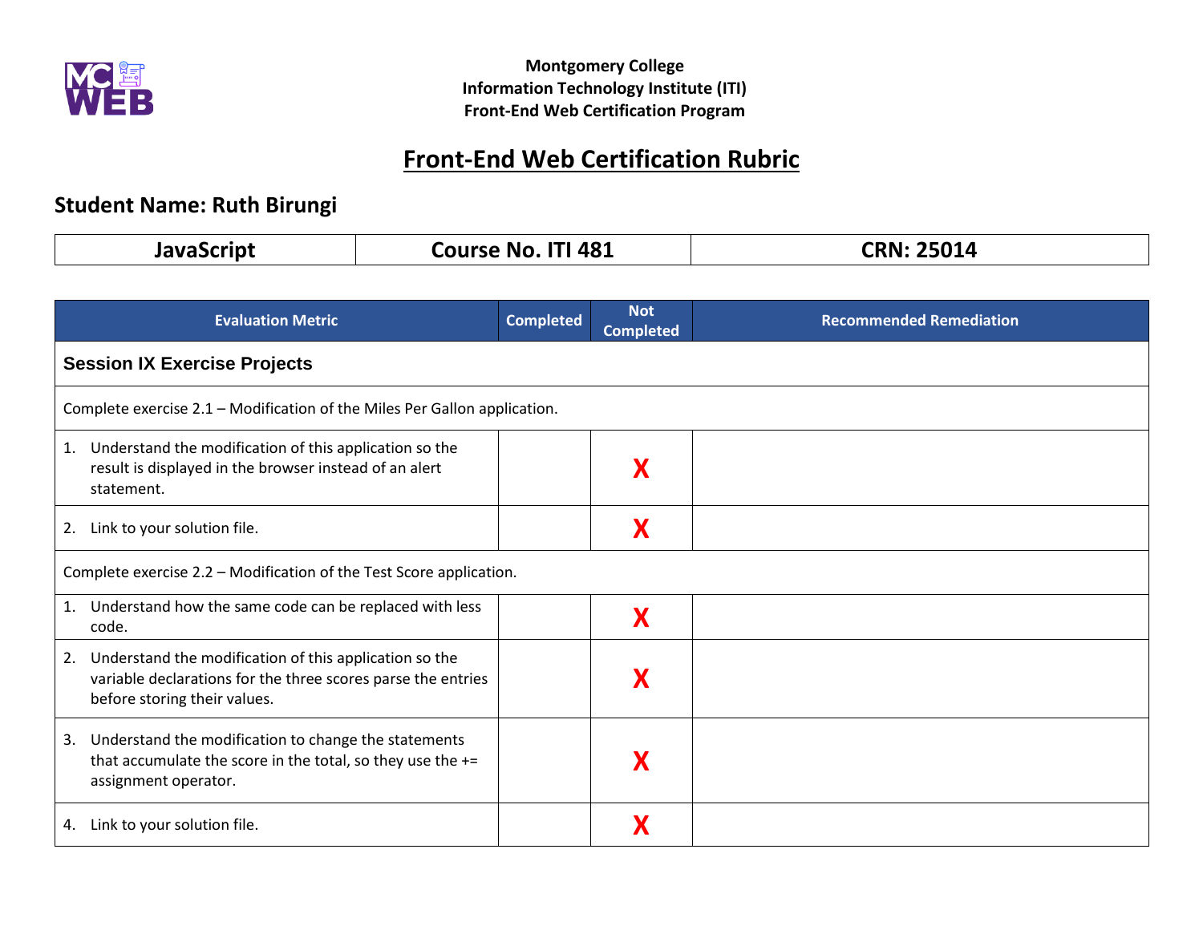**Montgomery College**
**Information Technology Institute (ITI)**
**Front-End Web Certification Program**

# Front-End Web Certification Rubric

## Student Name: Ruth Birungi

| JavaScript | Course No. ITI 481 | CRN: 25014 |
|---|---|---|

| Evaluation Metric | Completed | Not Completed | Recommended Remediation |
|---|---|---|---|
| **Session IX Exercise Projects** | | | |
| Complete exercise 2.1 – Modification of the Miles Per Gallon application. | | | |
| 1. Understand the modification of this application so the result is displayed in the browser instead of an alert statement. | | X | |
| 2. Link to your solution file. | | X | |
| Complete exercise 2.2 – Modification of the Test Score application. | | | |
| 1. Understand how the same code can be replaced with less code. | | X | |
| 2. Understand the modification of this application so the variable declarations for the three scores parse the entries before storing their values. | | X | |
| 3. Understand the modification to change the statements that accumulate the score in the total, so they use the += assignment operator. | | X | |
| 4. Link to your solution file. | | X | |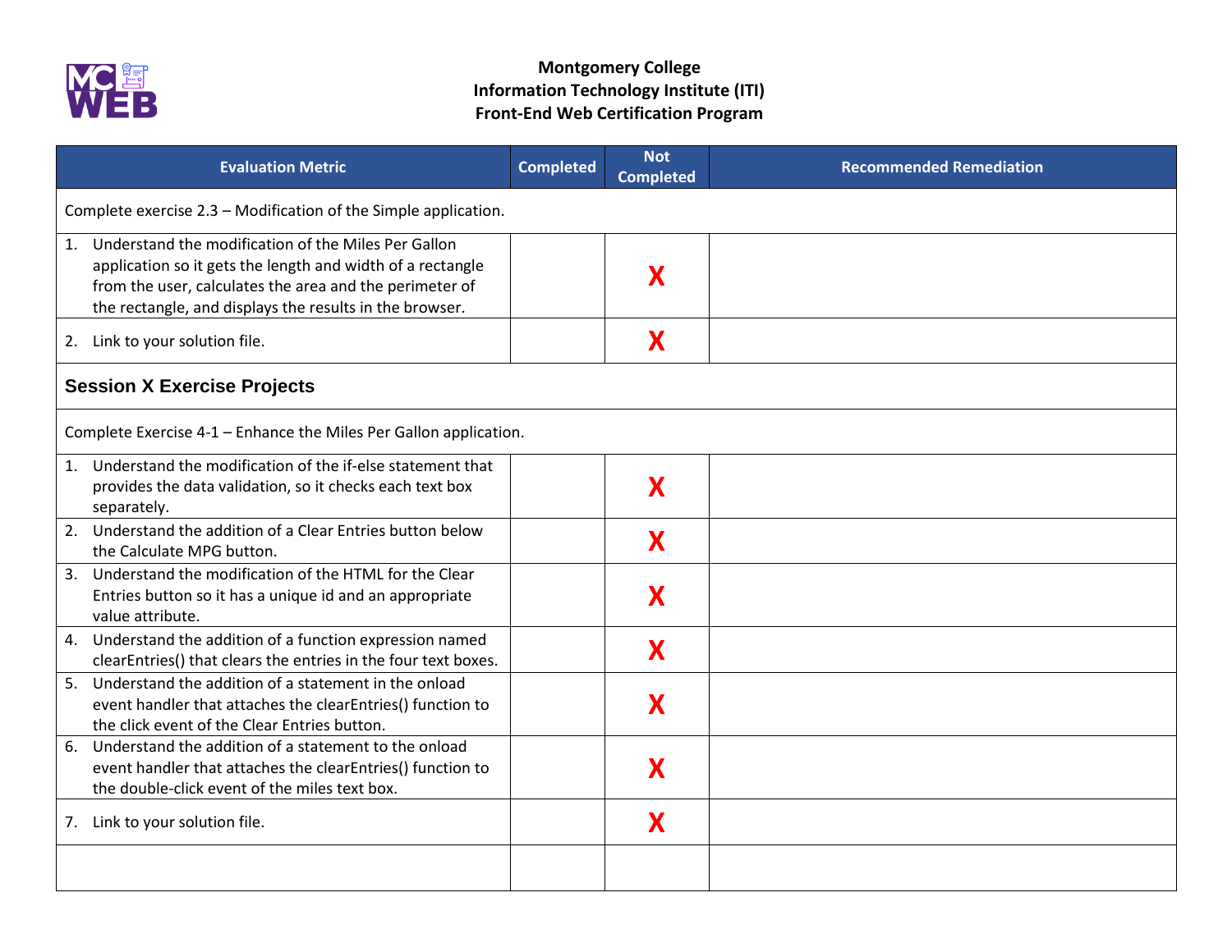**Montgomery College**
**Information Technology Institute (ITI)**
**Front-End Web Certification Program**

| Evaluation Metric | Completed | Not Completed | Recommended Remediation |
|---|---|---|---|
| Complete exercise 2.3 – Modification of the Simple application. | | | |
| 1. Understand the modification of the Miles Per Gallon application so it gets the length and width of a rectangle from the user, calculates the area and the perimeter of the rectangle, and displays the results in the browser. | | X | |
| 2. Link to your solution file. | | X | |
| **Session X Exercise Projects** | | | |
| Complete Exercise 4-1 – Enhance the Miles Per Gallon application. | | | |
| 1. Understand the modification of the if-else statement that provides the data validation, so it checks each text box separately. | | X | |
| 2. Understand the addition of a Clear Entries button below the Calculate MPG button. | | X | |
| 3. Understand the modification of the HTML for the Clear Entries button so it has a unique id and an appropriate value attribute. | | X | |
| 4. Understand the addition of a function expression named clearEntries() that clears the entries in the four text boxes. | | X | |
| 5. Understand the addition of a statement in the onload event handler that attaches the clearEntries() function to the click event of the Clear Entries button. | | X | |
| 6. Understand the addition of a statement to the onload event handler that attaches the clearEntries() function to the double-click event of the miles text box. | | X | |
| 7. Link to your solution file. | | X | |
| | | | |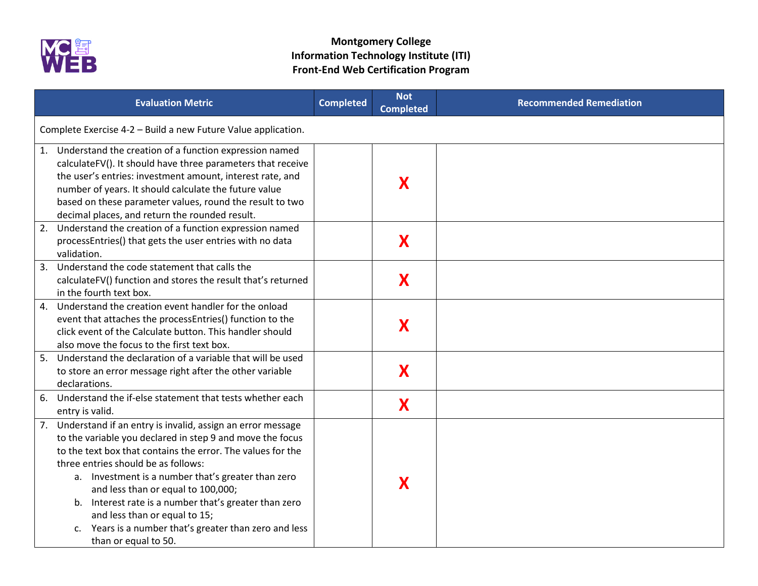**Montgomery College**
**Information Technology Institute (ITI)**
**Front-End Web Certification Program**

| Evaluation Metric | Completed | Not Completed | Recommended Remediation |
|---|---|---|---|
| Complete Exercise 4-2 – Build a new Future Value application. | | | |
| 1. Understand the creation of a function expression named calculateFV(). It should have three parameters that receive the user's entries: investment amount, interest rate, and number of years. It should calculate the future value based on these parameter values, round the result to two decimal places, and return the rounded result. | | X | |
| 2. Understand the creation of a function expression named processEntries() that gets the user entries with no data validation. | | X | |
| 3. Understand the code statement that calls the calculateFV() function and stores the result that's returned in the fourth text box. | | X | |
| 4. Understand the creation event handler for the onload event that attaches the processEntries() function to the click event of the Calculate button. This handler should also move the focus to the first text box. | | X | |
| 5. Understand the declaration of a variable that will be used to store an error message right after the other variable declarations. | | X | |
| 6. Understand the if-else statement that tests whether each entry is valid. | | X | |
| 7. Understand if an entry is invalid, assign an error message to the variable you declared in step 9 and move the focus to the text box that contains the error. The values for the three entries should be as follows: <br> a. Investment is a number that's greater than zero and less than or equal to 100,000; <br> b. Interest rate is a number that's greater than zero and less than or equal to 15; <br> c. Years is a number that's greater than zero and less than or equal to 50. | | X | |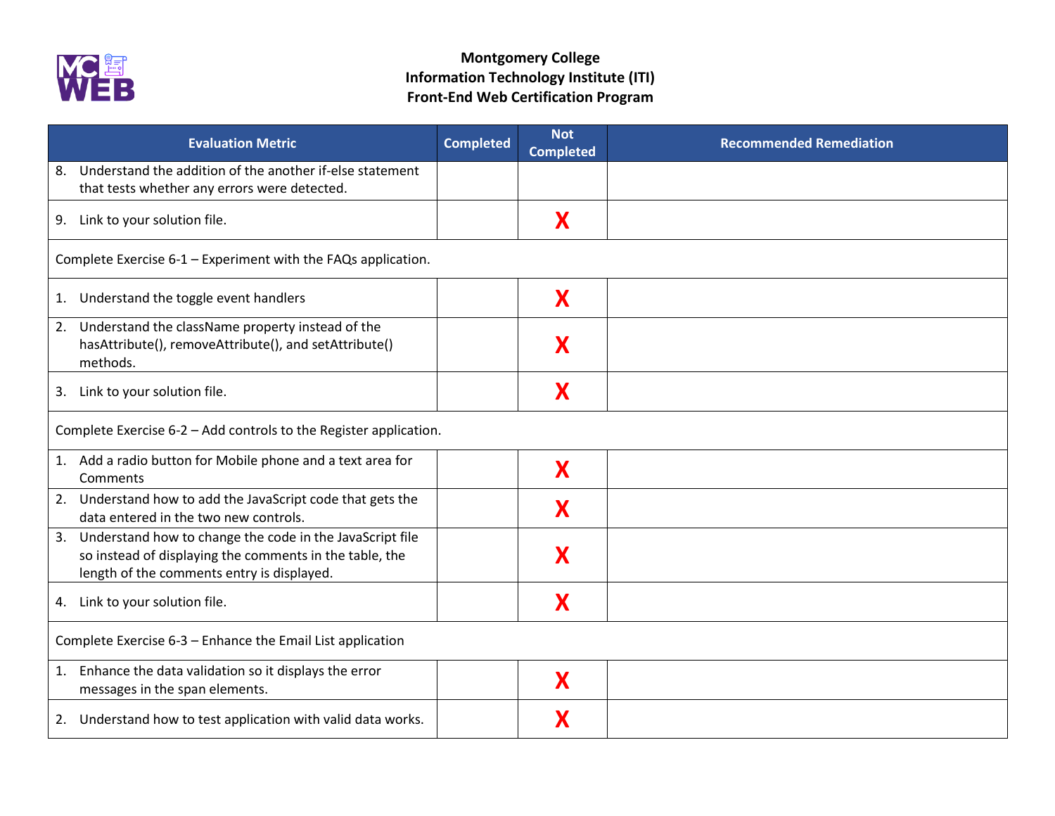**Montgomery College**
**Information Technology Institute (ITI)**
**Front-End Web Certification Program**

| Evaluation Metric | Completed | Not Completed | Recommended Remediation |
|---|---|---|---|
| 8. Understand the addition of the another if-else statement that tests whether any errors were detected. | | | |
| 9. Link to your solution file. | | X | |
| Complete Exercise 6-1 – Experiment with the FAQs application. | | | |
| 1. Understand the toggle event handlers | | X | |
| 2. Understand the className property instead of the hasAttribute(), removeAttribute(), and setAttribute() methods. | | X | |
| 3. Link to your solution file. | | X | |
| Complete Exercise 6-2 – Add controls to the Register application. | | | |
| 1. Add a radio button for Mobile phone and a text area for Comments | | X | |
| 2. Understand how to add the JavaScript code that gets the data entered in the two new controls. | | X | |
| 3. Understand how to change the code in the JavaScript file so instead of displaying the comments in the table, the length of the comments entry is displayed. | | X | |
| 4. Link to your solution file. | | X | |
| Complete Exercise 6-3 – Enhance the Email List application | | | |
| 1. Enhance the data validation so it displays the error messages in the span elements. | | X | |
| 2. Understand how to test application with valid data works. | | X | |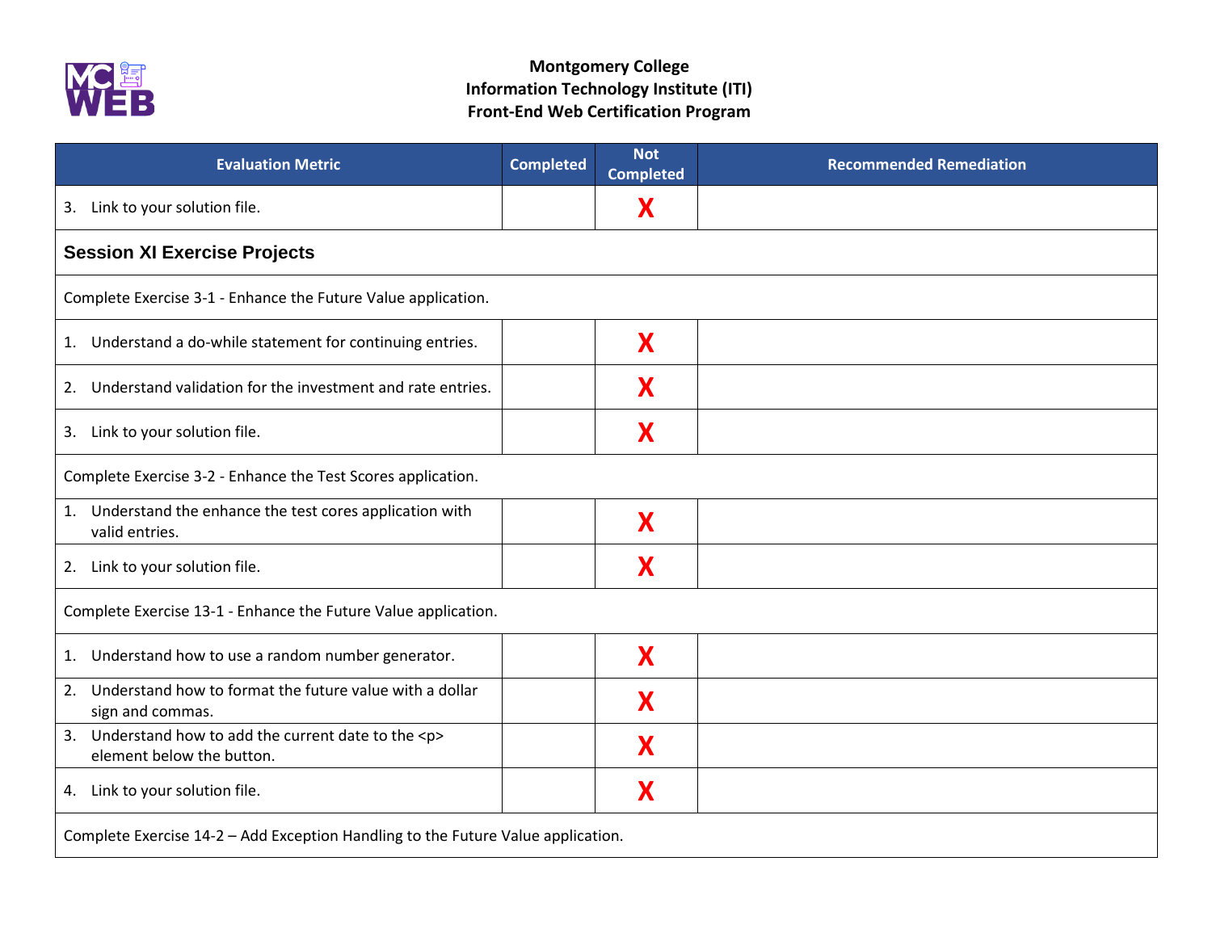**Montgomery College**
**Information Technology Institute (ITI)**
**Front-End Web Certification Program**

| Evaluation Metric | Completed | Not Completed | Recommended Remediation |
|---|---|---|---|
| 3. Link to your solution file. | | X | |
| **Session XI Exercise Projects** | | | |
| Complete Exercise 3-1 - Enhance the Future Value application. | | | |
| 1. Understand a do-while statement for continuing entries. | | X | |
| 2. Understand validation for the investment and rate entries. | | X | |
| 3. Link to your solution file. | | X | |
| Complete Exercise 3-2 - Enhance the Test Scores application. | | | |
| 1. Understand the enhance the test cores application with valid entries. | | X | |
| 2. Link to your solution file. | | X | |
| Complete Exercise 13-1 - Enhance the Future Value application. | | | |
| 1. Understand how to use a random number generator. | | X | |
| 2. Understand how to format the future value with a dollar sign and commas. | | X | |
| 3. Understand how to add the current date to the <p> element below the button. | | X | |
| 4. Link to your solution file. | | X | |
| Complete Exercise 14-2 – Add Exception Handling to the Future Value application. | | | |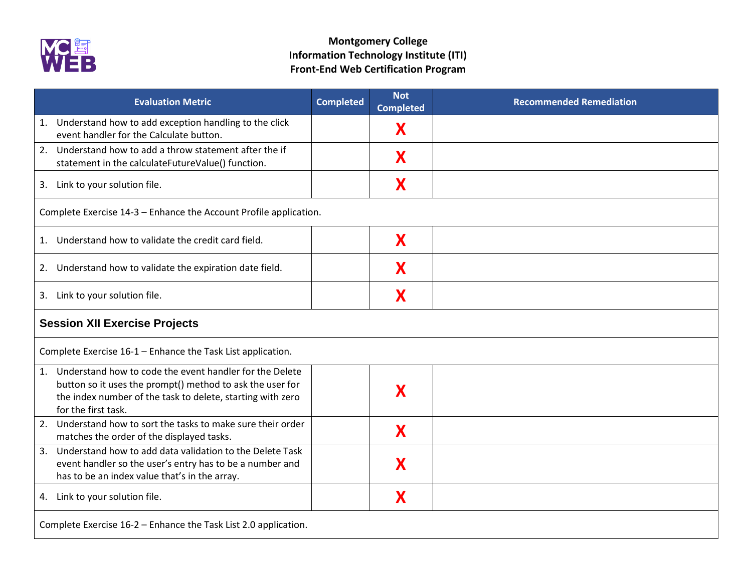**Montgomery College**
**Information Technology Institute (ITI)**
**Front-End Web Certification Program**

| Evaluation Metric | Completed | Not Completed | Recommended Remediation |
|---|---|---|---|
| 1. Understand how to add exception handling to the click event handler for the Calculate button. | | X | |
| 2. Understand how to add a throw statement after the if statement in the calculateFutureValue() function. | | X | |
| 3. Link to your solution file. | | X | |
| Complete Exercise 14-3 – Enhance the Account Profile application. | | | |
| 1. Understand how to validate the credit card field. | | X | |
| 2. Understand how to validate the expiration date field. | | X | |
| 3. Link to your solution file. | | X | |
| **Session XII Exercise Projects** | | | |
| Complete Exercise 16-1 – Enhance the Task List application. | | | |
| 1. Understand how to code the event handler for the Delete button so it uses the prompt() method to ask the user for the index number of the task to delete, starting with zero for the first task. | | X | |
| 2. Understand how to sort the tasks to make sure their order matches the order of the displayed tasks. | | X | |
| 3. Understand how to add data validation to the Delete Task event handler so the user's entry has to be a number and has to be an index value that's in the array. | | X | |
| 4. Link to your solution file. | | X | |
| Complete Exercise 16-2 – Enhance the Task List 2.0 application. | | | |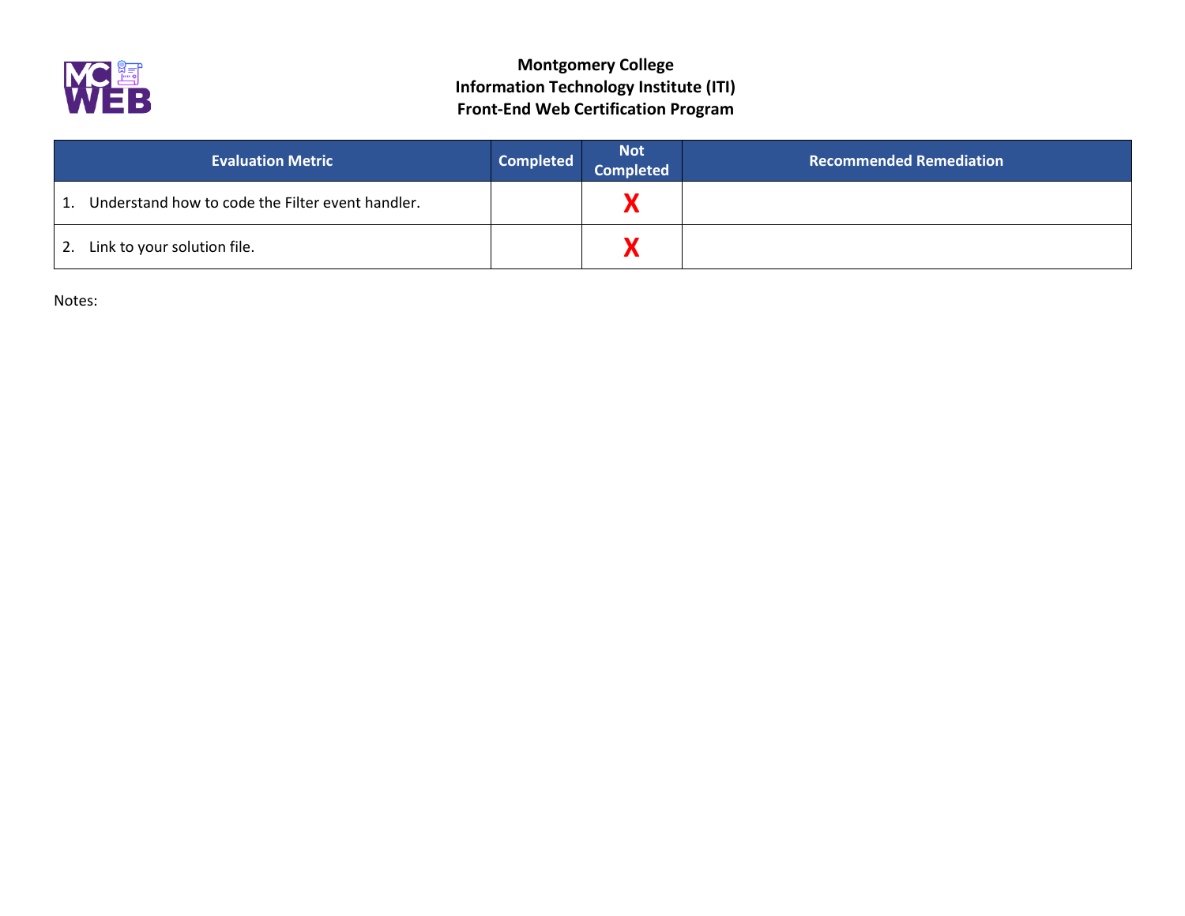**Montgomery College**
**Information Technology Institute (ITI)**
**Front-End Web Certification Program**

| Evaluation Metric | Completed | Not Completed | Recommended Remediation |
|---|---|---|---|
| 1. Understand how to code the Filter event handler. | | X | |
| 2. Link to your solution file. | | X | |

Notes: